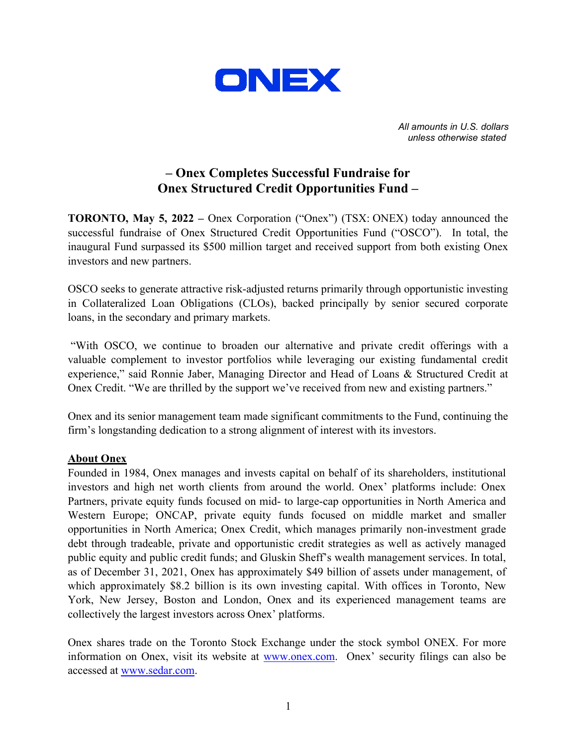ONEX

*All amounts in U.S. dollars unless otherwise stated*

# – Onex Completes Successful Fundraise for Onex Structured Credit Opportunities Fund –

**TORONTO, May 5, 2022 –** Onex Corporation ("Onex") (TSX: ONEX) today announced the successful fundraise of Onex Structured Credit Opportunities Fund ("OSCO"). In total, the inaugural Fund surpassed its $500 million target and received support from both existing Onex investors and new partners.

OSCO seeks to generate attractive risk-adjusted returns primarily through opportunistic investing in Collateralized Loan Obligations (CLOs), backed principally by senior secured corporate loans, in the secondary and primary markets.

"With OSCO, we continue to broaden our alternative and private credit offerings with a valuable complement to investor portfolios while leveraging our existing fundamental credit experience," said Ronnie Jaber, Managing Director and Head of Loans & Structured Credit at Onex Credit. "We are thrilled by the support we've received from new and existing partners."

Onex and its senior management team made significant commitments to the Fund, continuing the firm's longstanding dedication to a strong alignment of interest with its investors.

## About Onex

Founded in 1984, Onex manages and invests capital on behalf of its shareholders, institutional investors and high net worth clients from around the world. Onex' platforms include: Onex Partners, private equity funds focused on mid- to large-cap opportunities in North America and Western Europe; ONCAP, private equity funds focused on middle market and smaller opportunities in North America; Onex Credit, which manages primarily non-investment grade debt through tradeable, private and opportunistic credit strategies as well as actively managed public equity and public credit funds; and Gluskin Sheff's wealth management services. In total, as of December 31, 2021, Onex has approximately $49 billion of assets under management, of which approximately $8.2 billion is its own investing capital. With offices in Toronto, New York, New Jersey, Boston and London, Onex and its experienced management teams are collectively the largest investors across Onex' platforms.

Onex shares trade on the Toronto Stock Exchange under the stock symbol ONEX. For more information on Onex, visit its website at www.onex.com. Onex' security filings can also be accessed at www.sedar.com.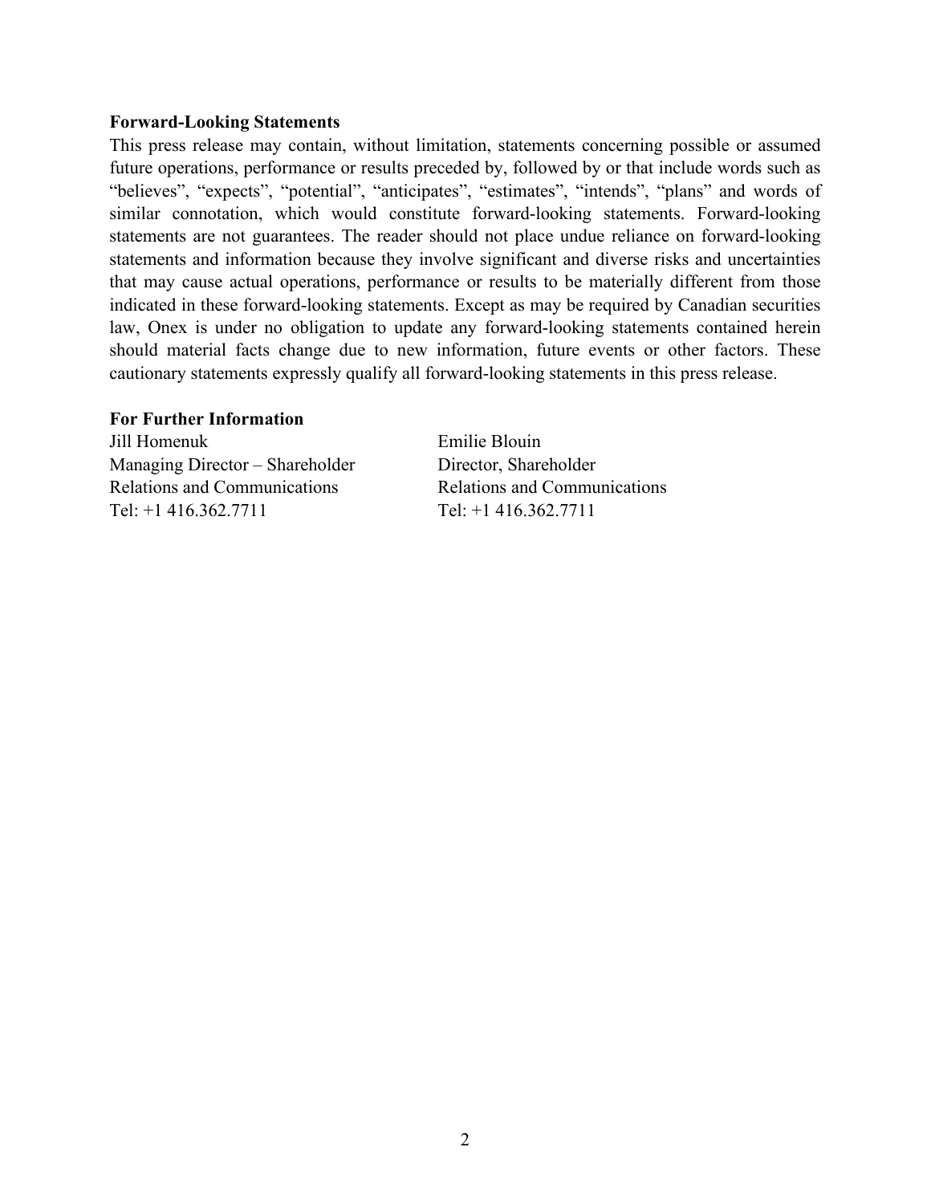**Forward-Looking Statements**

This press release may contain, without limitation, statements concerning possible or assumed future operations, performance or results preceded by, followed by or that include words such as "believes", "expects", "potential", "anticipates", "estimates", "intends", "plans" and words of similar connotation, which would constitute forward-looking statements. Forward-looking statements are not guarantees. The reader should not place undue reliance on forward-looking statements and information because they involve significant and diverse risks and uncertainties that may cause actual operations, performance or results to be materially different from those indicated in these forward-looking statements. Except as may be required by Canadian securities law, Onex is under no obligation to update any forward-looking statements contained herein should material facts change due to new information, future events or other factors. These cautionary statements expressly qualify all forward-looking statements in this press release.

**For Further Information**

Jill Homenuk
Managing Director – Shareholder Relations and Communications
Tel: +1 416.362.7711

Emilie Blouin
Director, Shareholder Relations and Communications
Tel: +1 416.362.7711